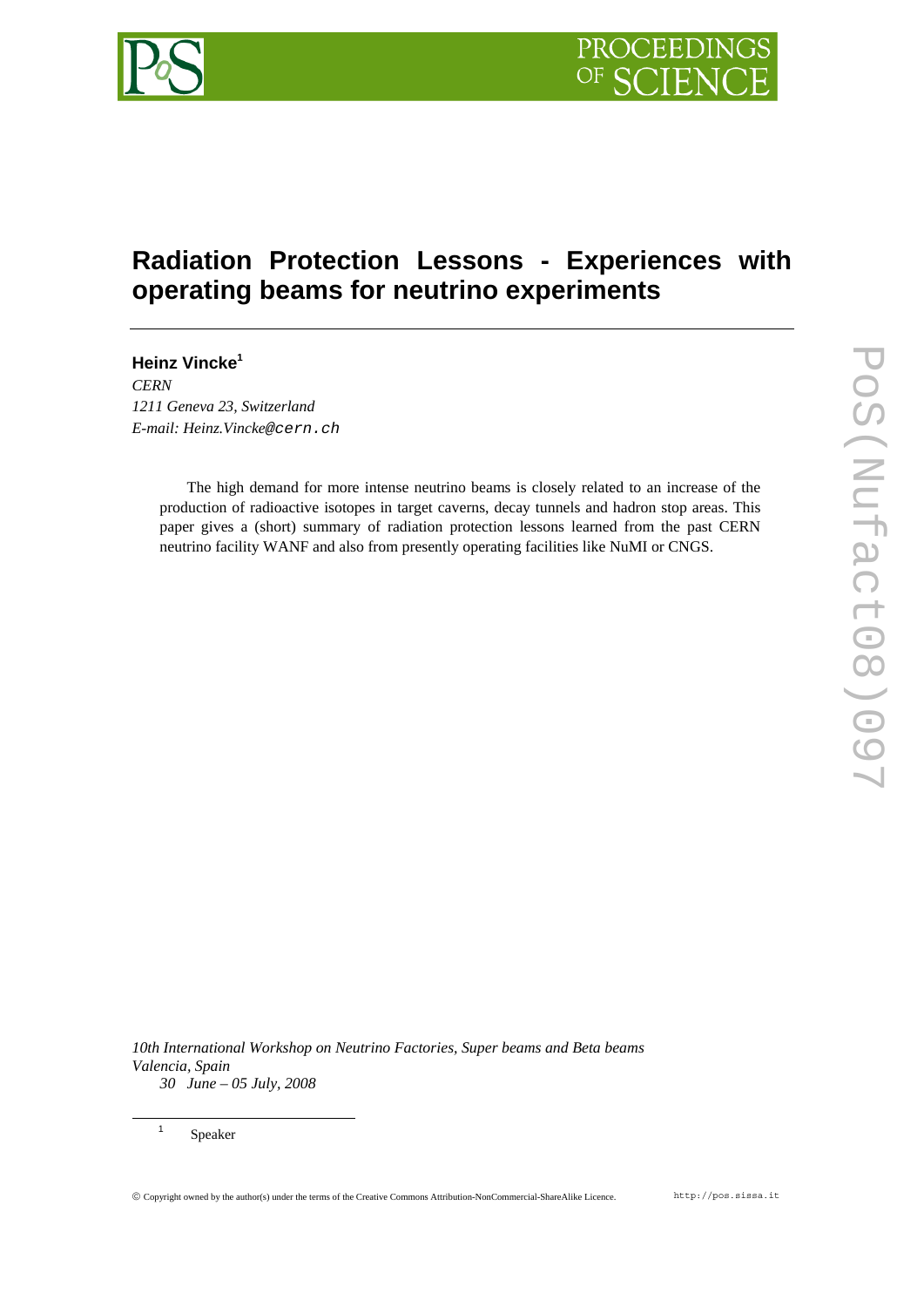# Radiation Protection Lessons - Experiences with operating beams for neutrino experiments

**Heinz Vincke**[1]

*CERN*
*1211 Geneva 23, Switzerland*
*E-mail: Heinz.Vincke@cern.ch*

The high demand for more intense neutrino beams is closely related to an increase of the production of radioactive isotopes in target caverns, decay tunnels and hadron stop areas. This paper gives a (short) summary of radiation protection lessons learned from the past CERN neutrino facility WANF and also from presently operating facilities like NuMI or CNGS.

*10th International Workshop on Neutrino Factories, Super beams and Beta beams*
*Valencia, Spain*
*30 June – 05 July, 2008*

[1] Speaker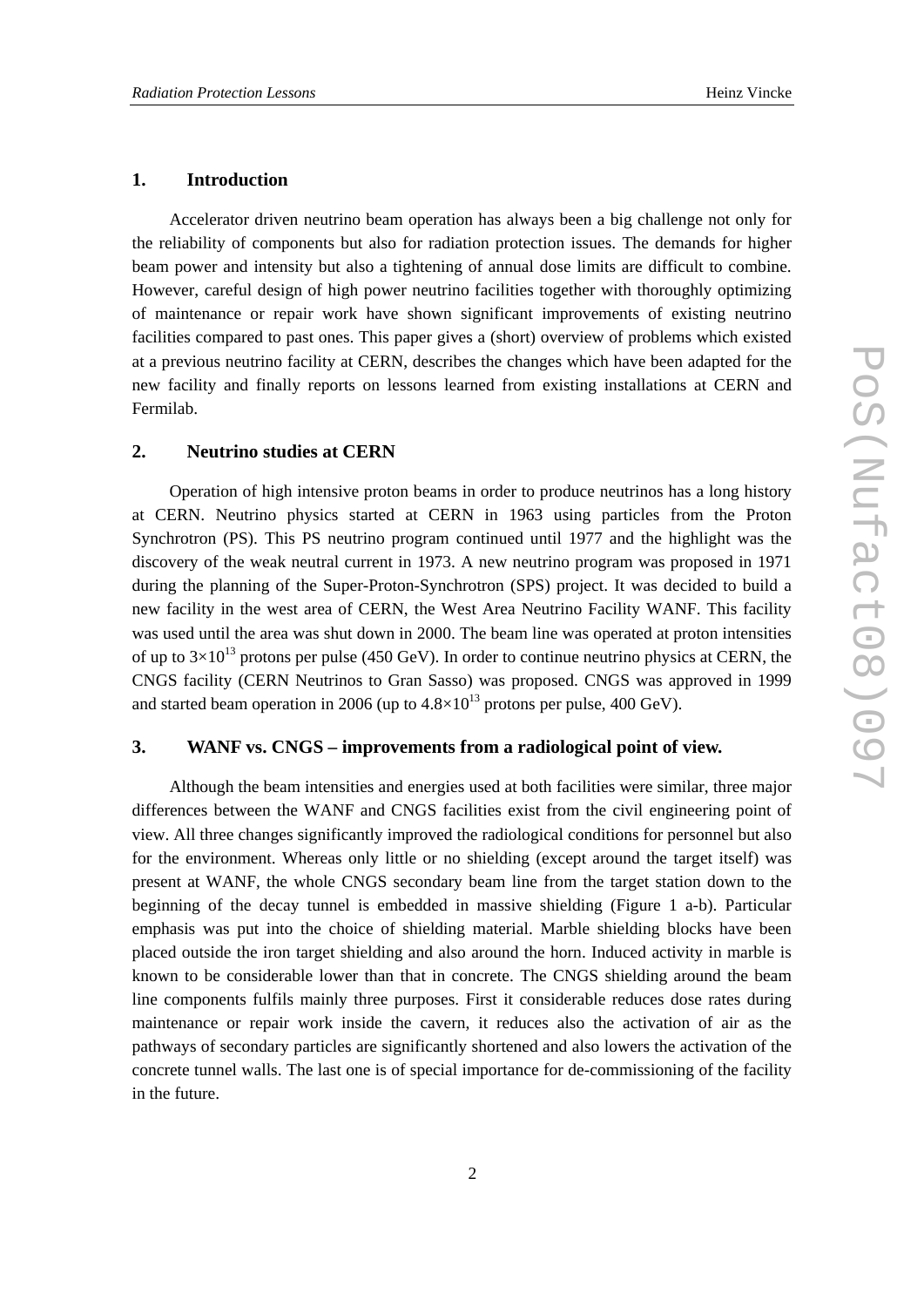## 1. Introduction

Accelerator driven neutrino beam operation has always been a big challenge not only for the reliability of components but also for radiation protection issues. The demands for higher beam power and intensity but also a tightening of annual dose limits are difficult to combine. However, careful design of high power neutrino facilities together with thoroughly optimizing of maintenance or repair work have shown significant improvements of existing neutrino facilities compared to past ones. This paper gives a (short) overview of problems which existed at a previous neutrino facility at CERN, describes the changes which have been adapted for the new facility and finally reports on lessons learned from existing installations at CERN and Fermilab.

## 2. Neutrino studies at CERN

Operation of high intensive proton beams in order to produce neutrinos has a long history at CERN. Neutrino physics started at CERN in 1963 using particles from the Proton Synchrotron (PS). This PS neutrino program continued until 1977 and the highlight was the discovery of the weak neutral current in 1973. A new neutrino program was proposed in 1971 during the planning of the Super-Proton-Synchrotron (SPS) project. It was decided to build a new facility in the west area of CERN, the West Area Neutrino Facility WANF. This facility was used until the area was shut down in 2000. The beam line was operated at proton intensities of up to $3\times10^{13}$ protons per pulse (450 GeV). In order to continue neutrino physics at CERN, the CNGS facility (CERN Neutrinos to Gran Sasso) was proposed. CNGS was approved in 1999 and started beam operation in 2006 (up to $4.8\times10^{13}$ protons per pulse, 400 GeV).

## 3. WANF vs. CNGS – improvements from a radiological point of view.

Although the beam intensities and energies used at both facilities were similar, three major differences between the WANF and CNGS facilities exist from the civil engineering point of view. All three changes significantly improved the radiological conditions for personnel but also for the environment. Whereas only little or no shielding (except around the target itself) was present at WANF, the whole CNGS secondary beam line from the target station down to the beginning of the decay tunnel is embedded in massive shielding (Figure 1 a-b). Particular emphasis was put into the choice of shielding material. Marble shielding blocks have been placed outside the iron target shielding and also around the horn. Induced activity in marble is known to be considerable lower than that in concrete. The CNGS shielding around the beam line components fulfils mainly three purposes. First it considerable reduces dose rates during maintenance or repair work inside the cavern, it reduces also the activation of air as the pathways of secondary particles are significantly shortened and also lowers the activation of the concrete tunnel walls. The last one is of special importance for de-commissioning of the facility in the future.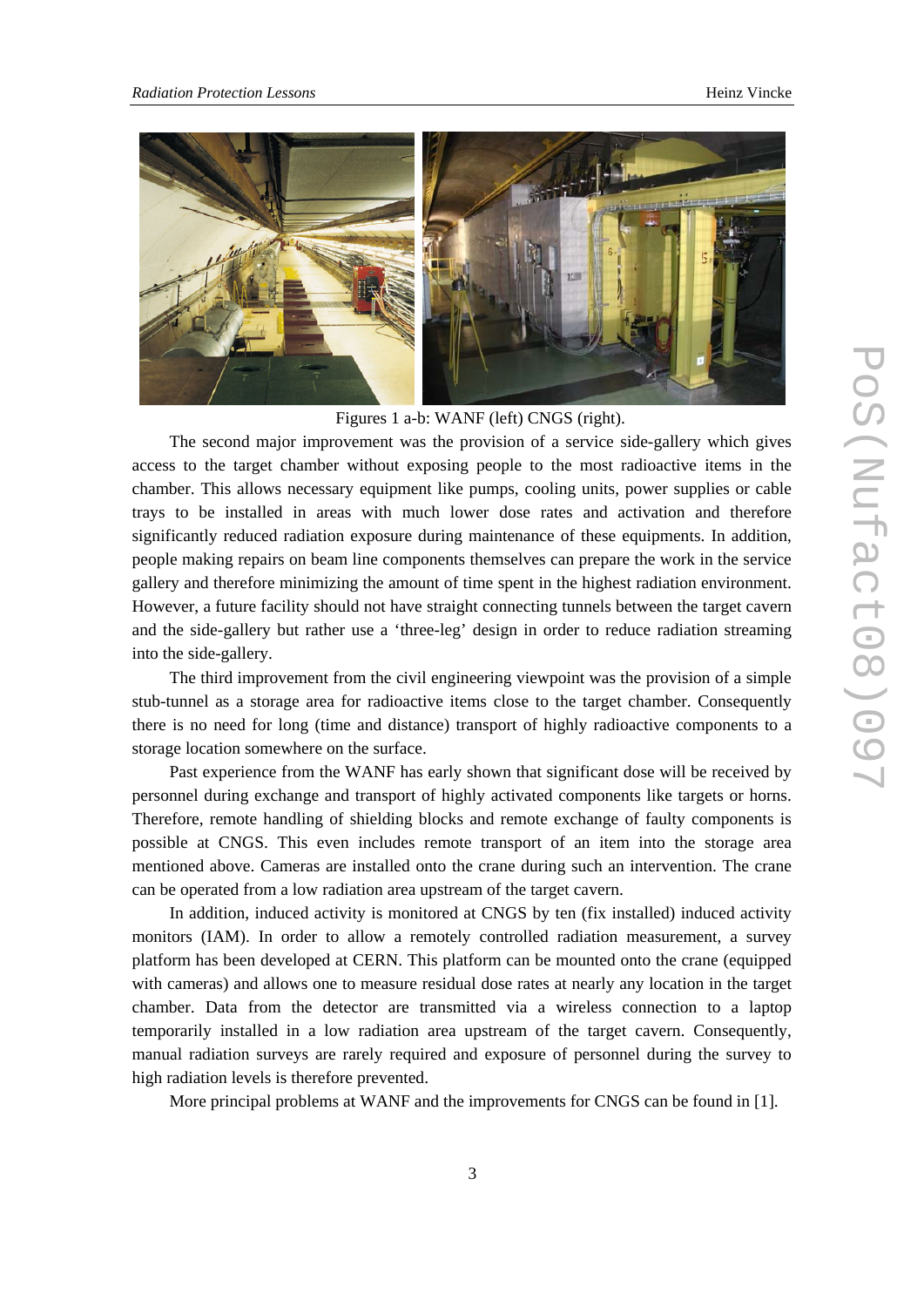Figures 1 a-b: WANF (left) CNGS (right).

The second major improvement was the provision of a service side-gallery which gives access to the target chamber without exposing people to the most radioactive items in the chamber. This allows necessary equipment like pumps, cooling units, power supplies or cable trays to be installed in areas with much lower dose rates and activation and therefore significantly reduced radiation exposure during maintenance of these equipments. In addition, people making repairs on beam line components themselves can prepare the work in the service gallery and therefore minimizing the amount of time spent in the highest radiation environment. However, a future facility should not have straight connecting tunnels between the target cavern and the side-gallery but rather use a 'three-leg' design in order to reduce radiation streaming into the side-gallery.

The third improvement from the civil engineering viewpoint was the provision of a simple stub-tunnel as a storage area for radioactive items close to the target chamber. Consequently there is no need for long (time and distance) transport of highly radioactive components to a storage location somewhere on the surface.

Past experience from the WANF has early shown that significant dose will be received by personnel during exchange and transport of highly activated components like targets or horns. Therefore, remote handling of shielding blocks and remote exchange of faulty components is possible at CNGS. This even includes remote transport of an item into the storage area mentioned above. Cameras are installed onto the crane during such an intervention. The crane can be operated from a low radiation area upstream of the target cavern.

In addition, induced activity is monitored at CNGS by ten (fix installed) induced activity monitors (IAM). In order to allow a remotely controlled radiation measurement, a survey platform has been developed at CERN. This platform can be mounted onto the crane (equipped with cameras) and allows one to measure residual dose rates at nearly any location in the target chamber. Data from the detector are transmitted via a wireless connection to a laptop temporarily installed in a low radiation area upstream of the target cavern. Consequently, manual radiation surveys are rarely required and exposure of personnel during the survey to high radiation levels is therefore prevented.

More principal problems at WANF and the improvements for CNGS can be found in [1].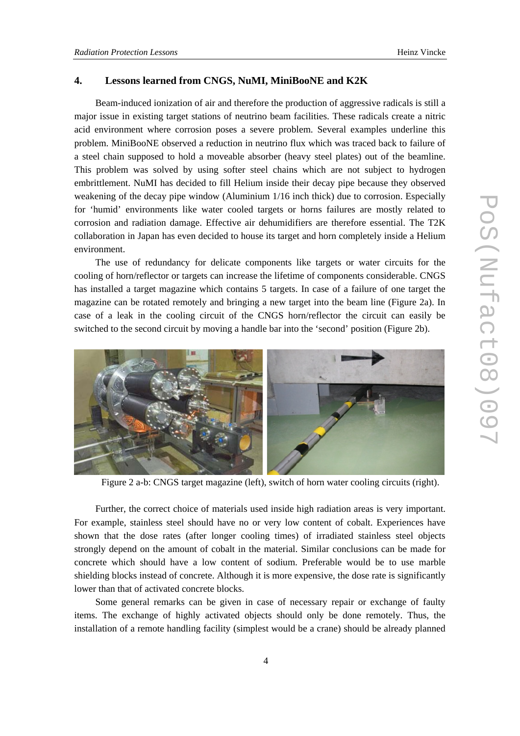## 4. Lessons learned from CNGS, NuMI, MiniBooNE and K2K

Beam-induced ionization of air and therefore the production of aggressive radicals is still a major issue in existing target stations of neutrino beam facilities. These radicals create a nitric acid environment where corrosion poses a severe problem. Several examples underline this problem. MiniBooNE observed a reduction in neutrino flux which was traced back to failure of a steel chain supposed to hold a moveable absorber (heavy steel plates) out of the beamline. This problem was solved by using softer steel chains which are not subject to hydrogen embrittlement. NuMI has decided to fill Helium inside their decay pipe because they observed weakening of the decay pipe window (Aluminium 1/16 inch thick) due to corrosion. Especially for 'humid' environments like water cooled targets or horns failures are mostly related to corrosion and radiation damage. Effective air dehumidifiers are therefore essential. The T2K collaboration in Japan has even decided to house its target and horn completely inside a Helium environment.

The use of redundancy for delicate components like targets or water circuits for the cooling of horn/reflector or targets can increase the lifetime of components considerable. CNGS has installed a target magazine which contains 5 targets. In case of a failure of one target the magazine can be rotated remotely and bringing a new target into the beam line (Figure 2a). In case of a leak in the cooling circuit of the CNGS horn/reflector the circuit can easily be switched to the second circuit by moving a handle bar into the 'second' position (Figure 2b).

Figure 2 a-b: CNGS target magazine (left), switch of horn water cooling circuits (right).

Further, the correct choice of materials used inside high radiation areas is very important. For example, stainless steel should have no or very low content of cobalt. Experiences have shown that the dose rates (after longer cooling times) of irradiated stainless steel objects strongly depend on the amount of cobalt in the material. Similar conclusions can be made for concrete which should have a low content of sodium. Preferable would be to use marble shielding blocks instead of concrete. Although it is more expensive, the dose rate is significantly lower than that of activated concrete blocks.

Some general remarks can be given in case of necessary repair or exchange of faulty items. The exchange of highly activated objects should only be done remotely. Thus, the installation of a remote handling facility (simplest would be a crane) should be already planned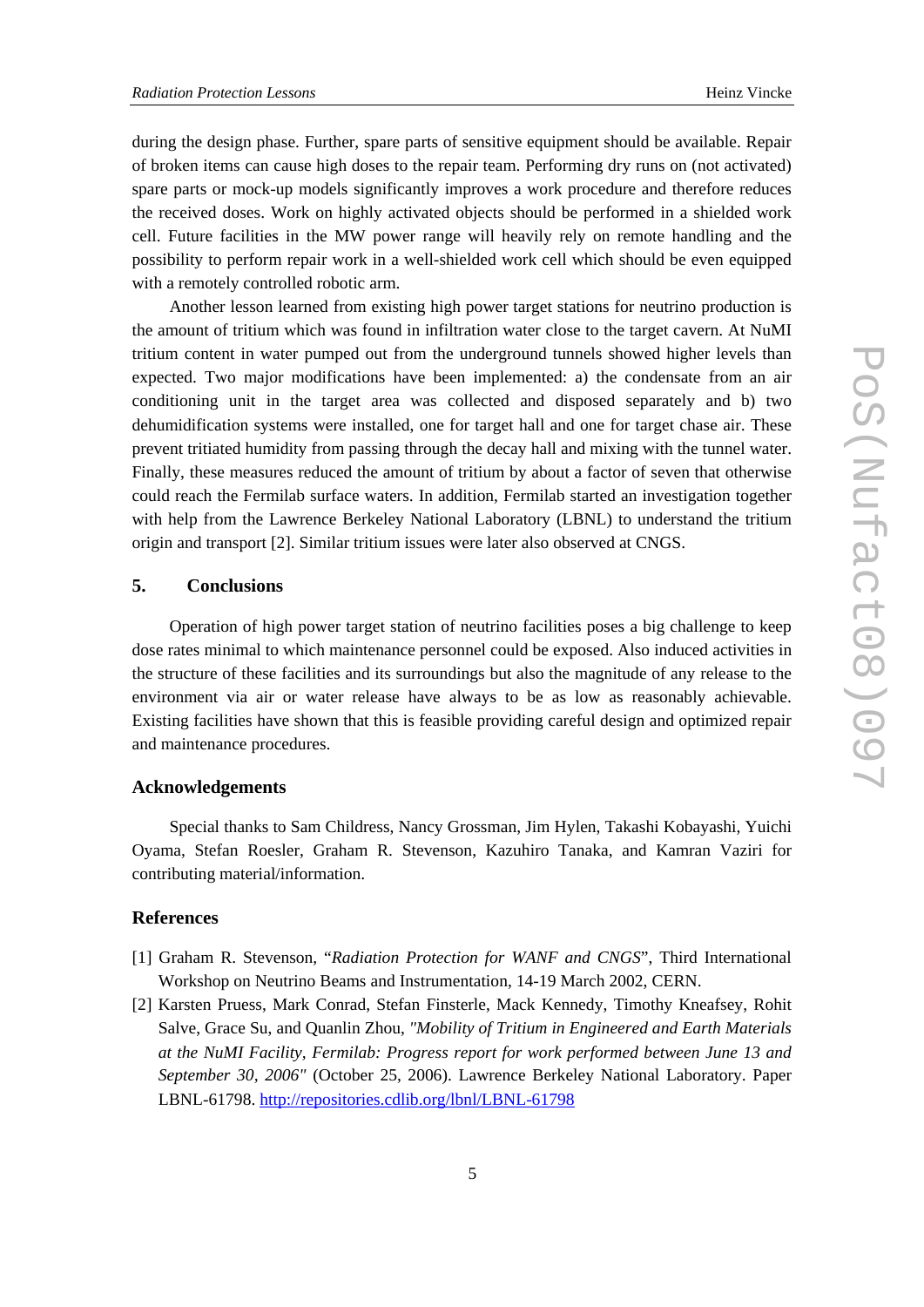during the design phase. Further, spare parts of sensitive equipment should be available. Repair of broken items can cause high doses to the repair team. Performing dry runs on (not activated) spare parts or mock-up models significantly improves a work procedure and therefore reduces the received doses. Work on highly activated objects should be performed in a shielded work cell. Future facilities in the MW power range will heavily rely on remote handling and the possibility to perform repair work in a well-shielded work cell which should be even equipped with a remotely controlled robotic arm.

Another lesson learned from existing high power target stations for neutrino production is the amount of tritium which was found in infiltration water close to the target cavern. At NuMI tritium content in water pumped out from the underground tunnels showed higher levels than expected. Two major modifications have been implemented: a) the condensate from an air conditioning unit in the target area was collected and disposed separately and b) two dehumidification systems were installed, one for target hall and one for target chase air. These prevent tritiated humidity from passing through the decay hall and mixing with the tunnel water. Finally, these measures reduced the amount of tritium by about a factor of seven that otherwise could reach the Fermilab surface waters. In addition, Fermilab started an investigation together with help from the Lawrence Berkeley National Laboratory (LBNL) to understand the tritium origin and transport [2]. Similar tritium issues were later also observed at CNGS.

## 5. Conclusions

Operation of high power target station of neutrino facilities poses a big challenge to keep dose rates minimal to which maintenance personnel could be exposed. Also induced activities in the structure of these facilities and its surroundings but also the magnitude of any release to the environment via air or water release have always to be as low as reasonably achievable. Existing facilities have shown that this is feasible providing careful design and optimized repair and maintenance procedures.

## Acknowledgements

Special thanks to Sam Childress, Nancy Grossman, Jim Hylen, Takashi Kobayashi, Yuichi Oyama, Stefan Roesler, Graham R. Stevenson, Kazuhiro Tanaka, and Kamran Vaziri for contributing material/information.

## References

[1] Graham R. Stevenson, "*Radiation Protection for WANF and CNGS*", Third International Workshop on Neutrino Beams and Instrumentation, 14-19 March 2002, CERN.

[2] Karsten Pruess, Mark Conrad, Stefan Finsterle, Mack Kennedy, Timothy Kneafsey, Rohit Salve, Grace Su, and Quanlin Zhou, *"Mobility of Tritium in Engineered and Earth Materials at the NuMI Facility, Fermilab: Progress report for work performed between June 13 and September 30, 2006"* (October 25, 2006). Lawrence Berkeley National Laboratory. Paper LBNL-61798. http://repositories.cdlib.org/lbnl/LBNL-61798